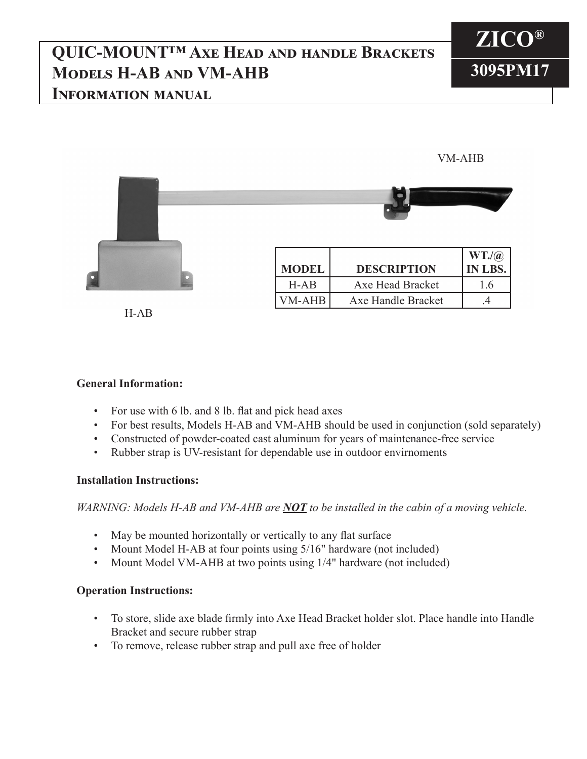# QUIC-MOUNT™ Axe Head and handle Brackets Models H-AB and VM-AHB Information manual

**ZICO®**

**3095PM17**

VM-AHB

| MODEL | DESCRIPTION | WT./@ IN LBS. |
|---|---|---|
| H-AB | Axe Head Bracket | 1.6 |
| VM-AHB | Axe Handle Bracket | .4 |

H-AB

**General Information:**

- For use with 6 lb. and 8 lb. flat and pick head axes
- For best results, Models H-AB and VM-AHB should be used in conjunction (sold separately)
- Constructed of powder-coated cast aluminum for years of maintenance-free service
- Rubber strap is UV-resistant for dependable use in outdoor envirnoments

**Installation Instructions:**

*WARNING: Models H-AB and VM-AHB are **NOT** to be installed in the cabin of a moving vehicle.*

- May be mounted horizontally or vertically to any flat surface
- Mount Model H-AB at four points using 5/16" hardware (not included)
- Mount Model VM-AHB at two points using 1/4" hardware (not included)

**Operation Instructions:**

- To store, slide axe blade firmly into Axe Head Bracket holder slot. Place handle into Handle Bracket and secure rubber strap
- To remove, release rubber strap and pull axe free of holder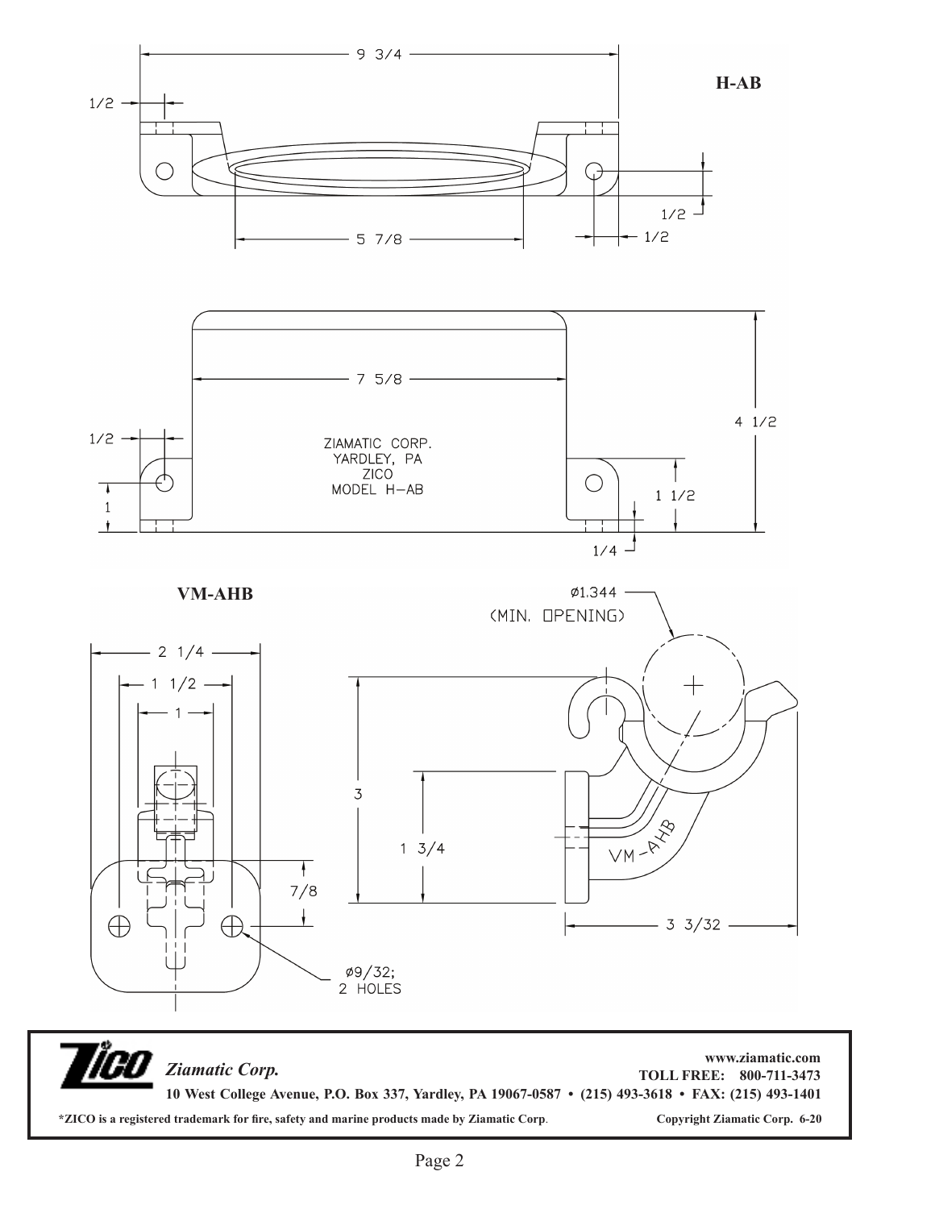**H-AB**

9 3/4

1/2

1/2

1/2

5 7/8

7 5/8

4 1/2

1/2

ZIAMATIC CORP.
YARDLEY, PA
ZICO
MODEL H-AB

1

1 1/2

1/4

**VM-AHB**

ø1.344
(MIN. OPENING)

2 1/4

1 1/2

1

7/8

ø9/32;
2 HOLES

3

1 3/4

VM-AHB

3 3/32

*Ziamatic Corp.*

**www.ziamatic.com**
**TOLL FREE: 800-711-3473**

**10 West College Avenue, P.O. Box 337, Yardley, PA 19067-0587 • (215) 493-3618 • FAX: (215) 493-1401**

**\*ZICO is a registered trademark for fire, safety and marine products made by Ziamatic Corp.** **Copyright Ziamatic Corp. 6-20**